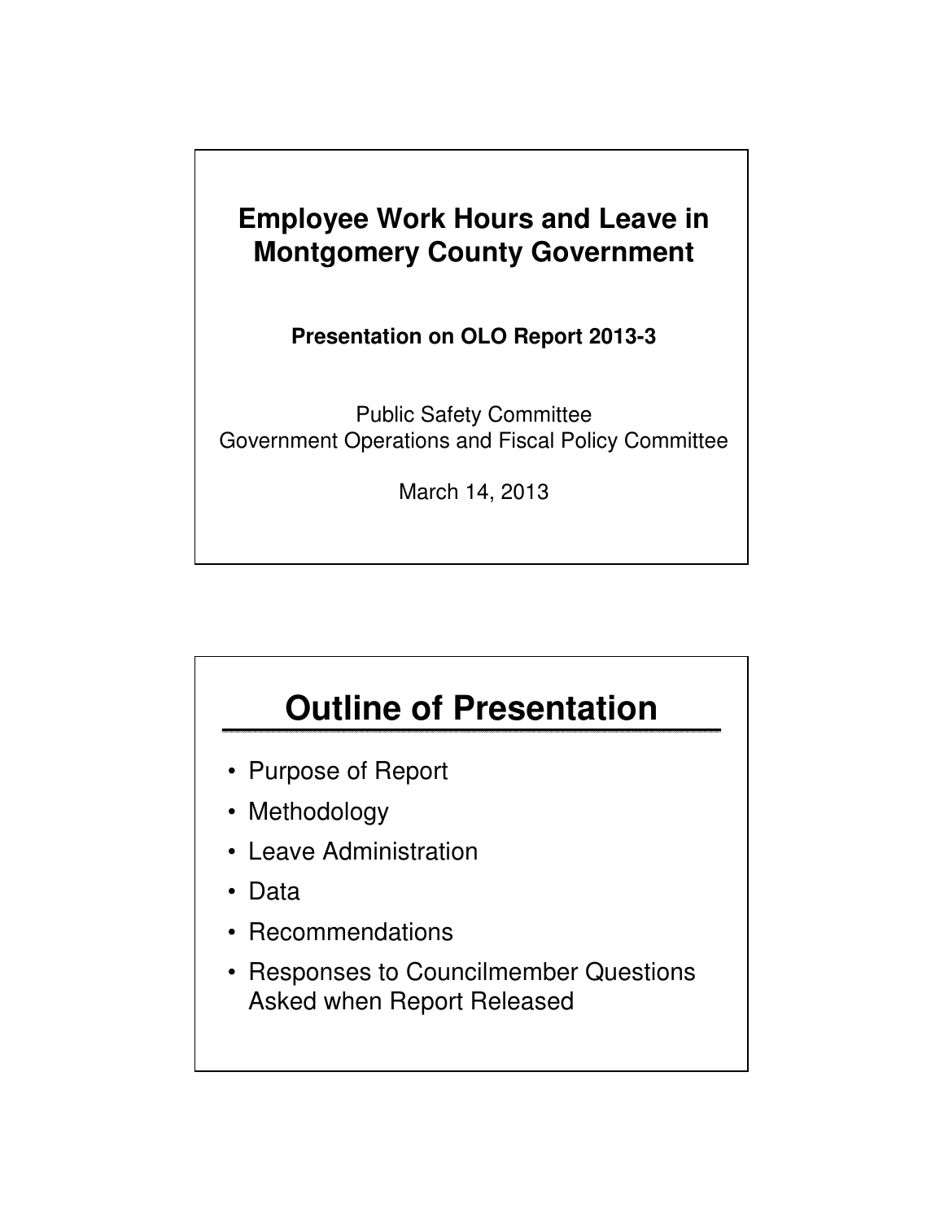# Employee Work Hours and Leave in Montgomery County Government

**Presentation on OLO Report 2013-3**

Public Safety Committee
Government Operations and Fiscal Policy Committee

March 14, 2013

# Outline of Presentation

- Purpose of Report
- Methodology
- Leave Administration
- Data
- Recommendations
- Responses to Councilmember Questions Asked when Report Released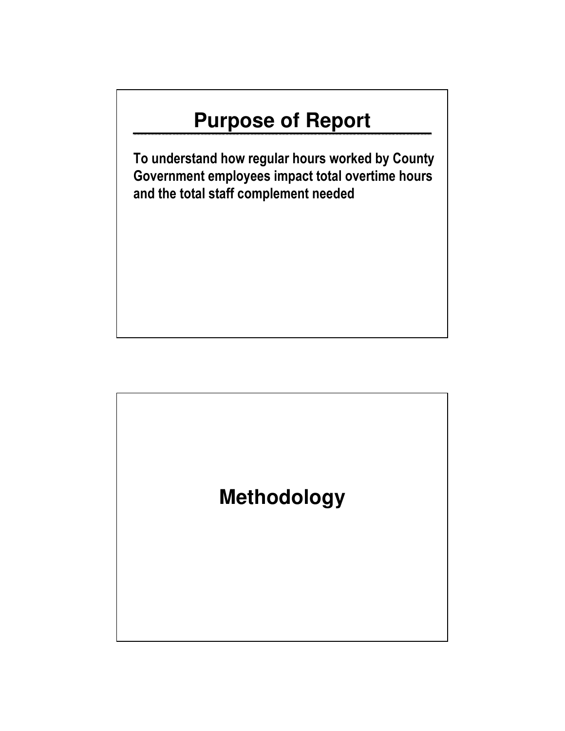# Purpose of Report

**To understand how regular hours worked by County Government employees impact total overtime hours and the total staff complement needed**

# Methodology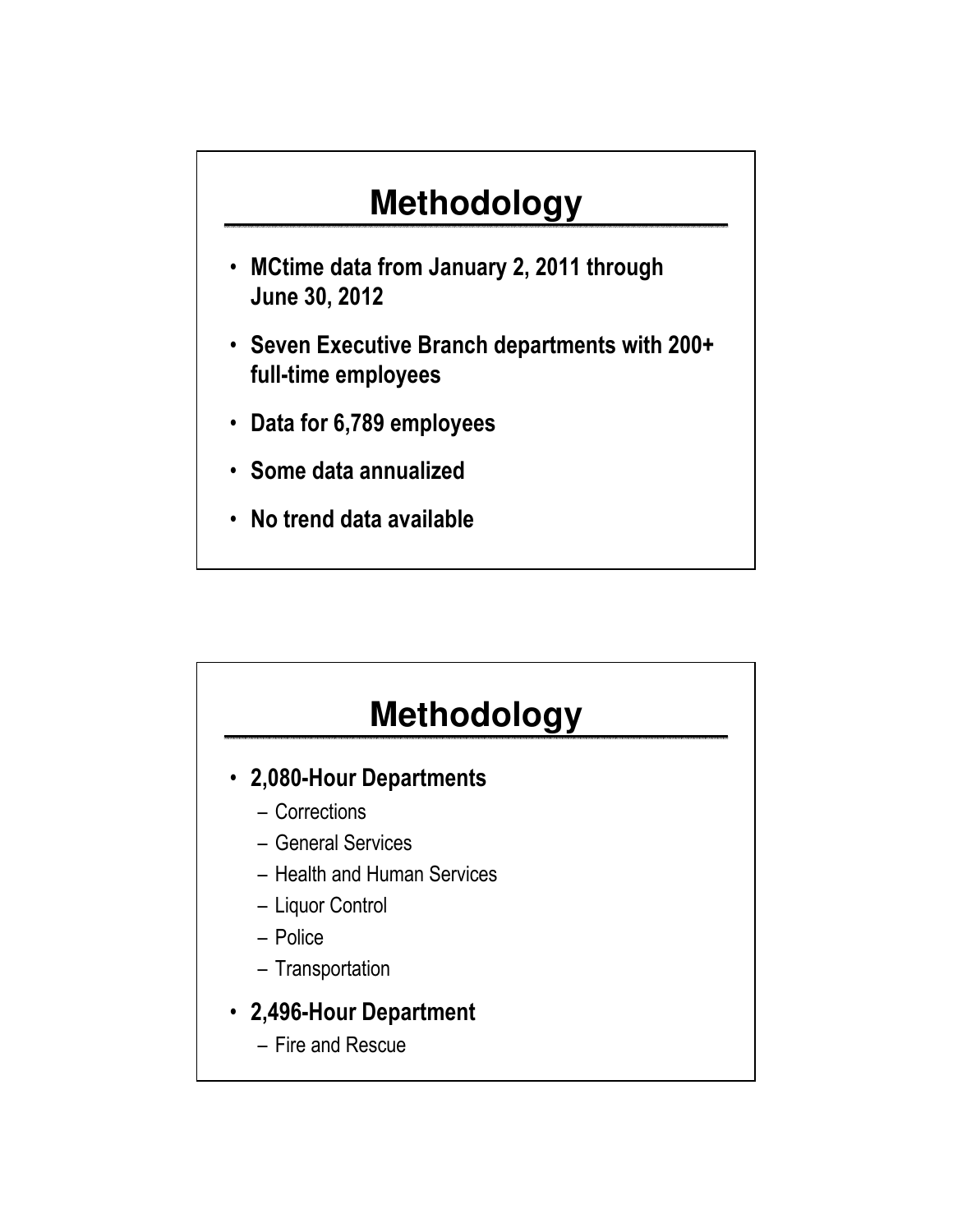# Methodology

- **MCtime data from January 2, 2011 through June 30, 2012**
- **Seven Executive Branch departments with 200+ full-time employees**
- **Data for 6,789 employees**
- **Some data annualized**
- **No trend data available**

# Methodology

- **2,080-Hour Departments**
  - Corrections
  - General Services
  - Health and Human Services
  - Liquor Control
  - Police
  - Transportation
- **2,496-Hour Department**
  - Fire and Rescue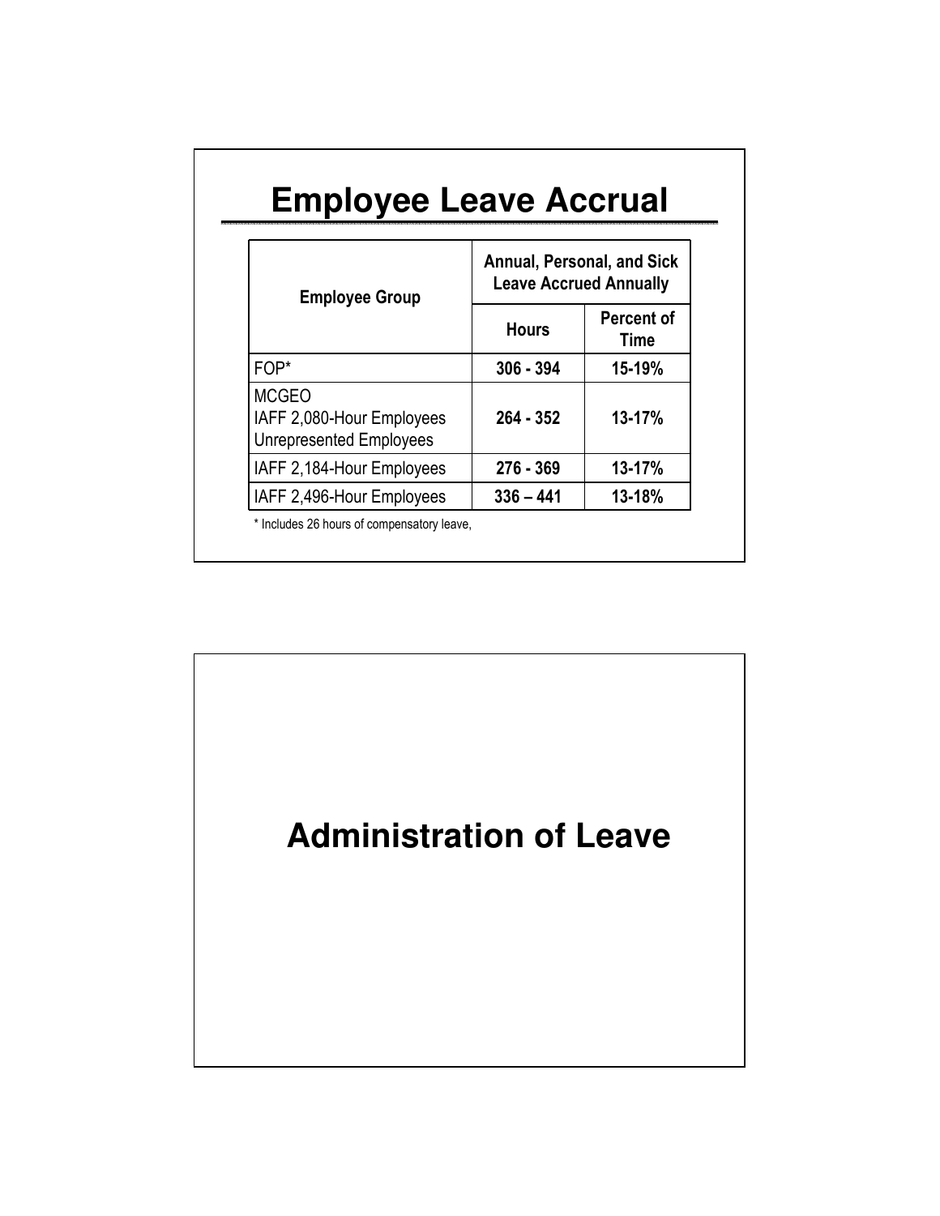# Employee Leave Accrual

| Employee Group | Annual, Personal, and Sick Leave Accrued Annually | |
|---|---|---|
| | Hours | Percent of Time |
| FOP* | 306 - 394 | 15-19% |
| MCGEO<br>IAFF 2,080-Hour Employees<br>Unrepresented Employees | 264 - 352 | 13-17% |
| IAFF 2,184-Hour Employees | 276 - 369 | 13-17% |
| IAFF 2,496-Hour Employees | 336 – 441 | 13-18% |

* Includes 26 hours of compensatory leave,

# Administration of Leave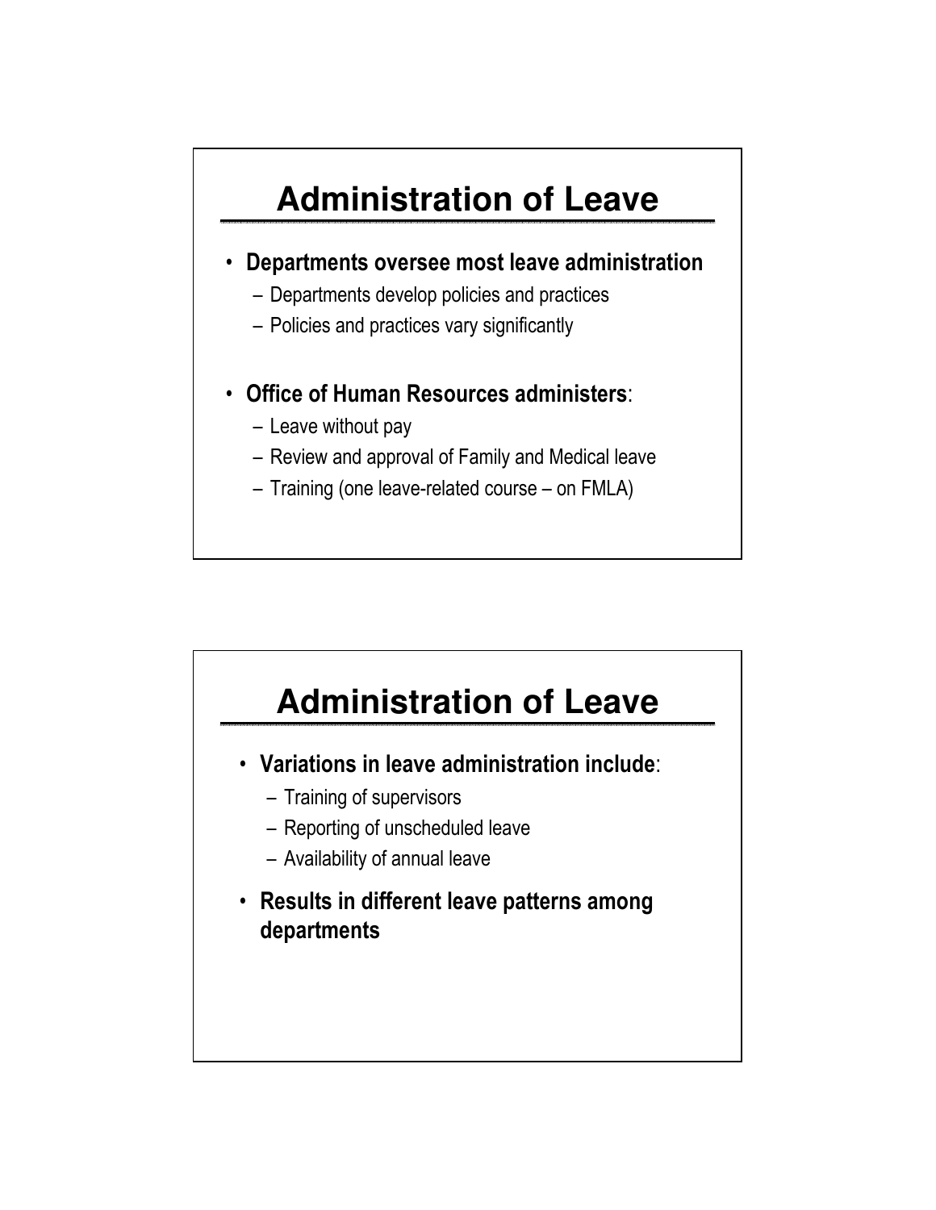## Administration of Leave

- **Departments oversee most leave administration**
  - Departments develop policies and practices
  - Policies and practices vary significantly
- **Office of Human Resources administers**:
  - Leave without pay
  - Review and approval of Family and Medical leave
  - Training (one leave-related course – on FMLA)

## Administration of Leave

- **Variations in leave administration include**:
  - Training of supervisors
  - Reporting of unscheduled leave
  - Availability of annual leave
- **Results in different leave patterns among departments**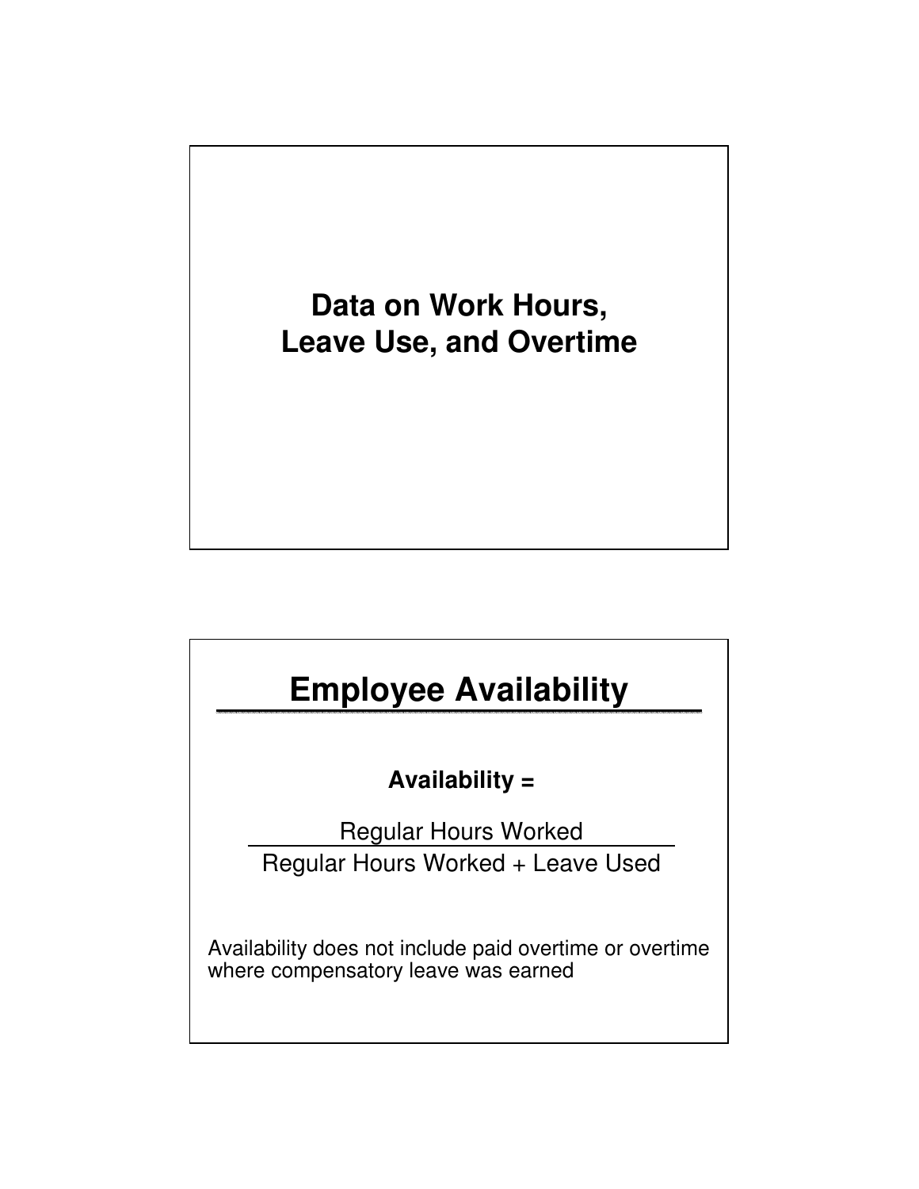# Data on Work Hours, Leave Use, and Overtime

## Employee Availability

**Availability =**

$$\text{Availability} = \frac{\text{Regular Hours Worked}}{\text{Regular Hours Worked} + \text{Leave Used}}$$

Availability does not include paid overtime or overtime where compensatory leave was earned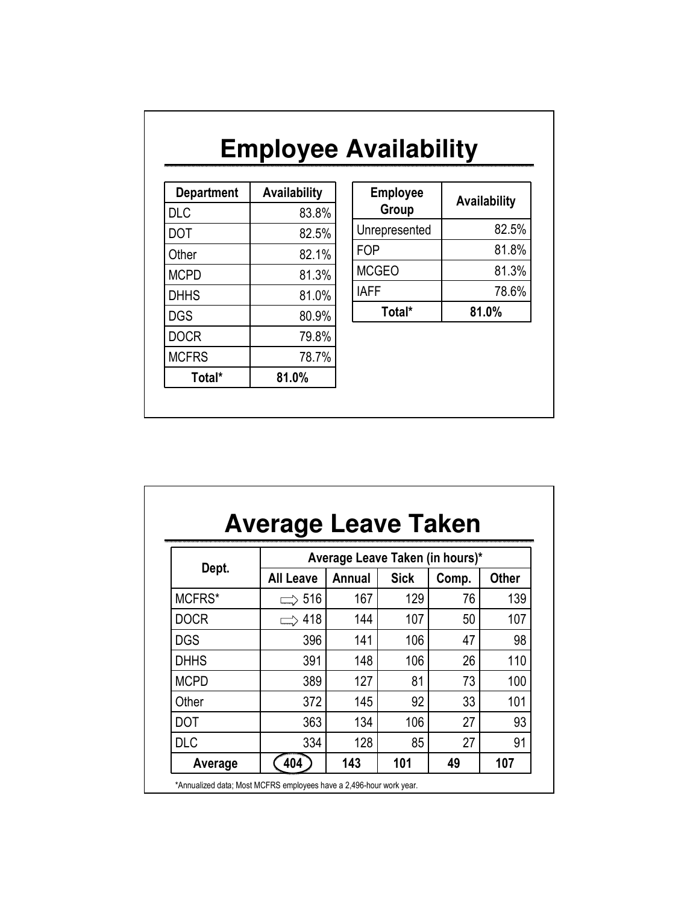# Employee Availability

| Department | Availability |
|---|---|
| DLC | 83.8% |
| DOT | 82.5% |
| Other | 82.1% |
| MCPD | 81.3% |
| DHHS | 81.0% |
| DGS | 80.9% |
| DOCR | 79.8% |
| MCFRS | 78.7% |
| **Total*** | **81.0%** |

| Employee Group | Availability |
|---|---|
| Unrepresented | 82.5% |
| FOP | 81.8% |
| MCGEO | 81.3% |
| IAFF | 78.6% |
| **Total*** | **81.0%** |

# Average Leave Taken

| Dept. | Average Leave Taken (in hours)* | | | | |
|---|---|---|---|---|---|
| | All Leave | Annual | Sick | Comp. | Other |
| MCFRS* | ⇨ 516 | 167 | 129 | 76 | 139 |
| DOCR | ⇨ 418 | 144 | 107 | 50 | 107 |
| DGS | 396 | 141 | 106 | 47 | 98 |
| DHHS | 391 | 148 | 106 | 26 | 110 |
| MCPD | 389 | 127 | 81 | 73 | 100 |
| Other | 372 | 145 | 92 | 33 | 101 |
| DOT | 363 | 134 | 106 | 27 | 93 |
| DLC | 334 | 128 | 85 | 27 | 91 |
| **Average** | **404** | **143** | **101** | **49** | **107** |

*Annualized data; Most MCFRS employees have a 2,496-hour work year.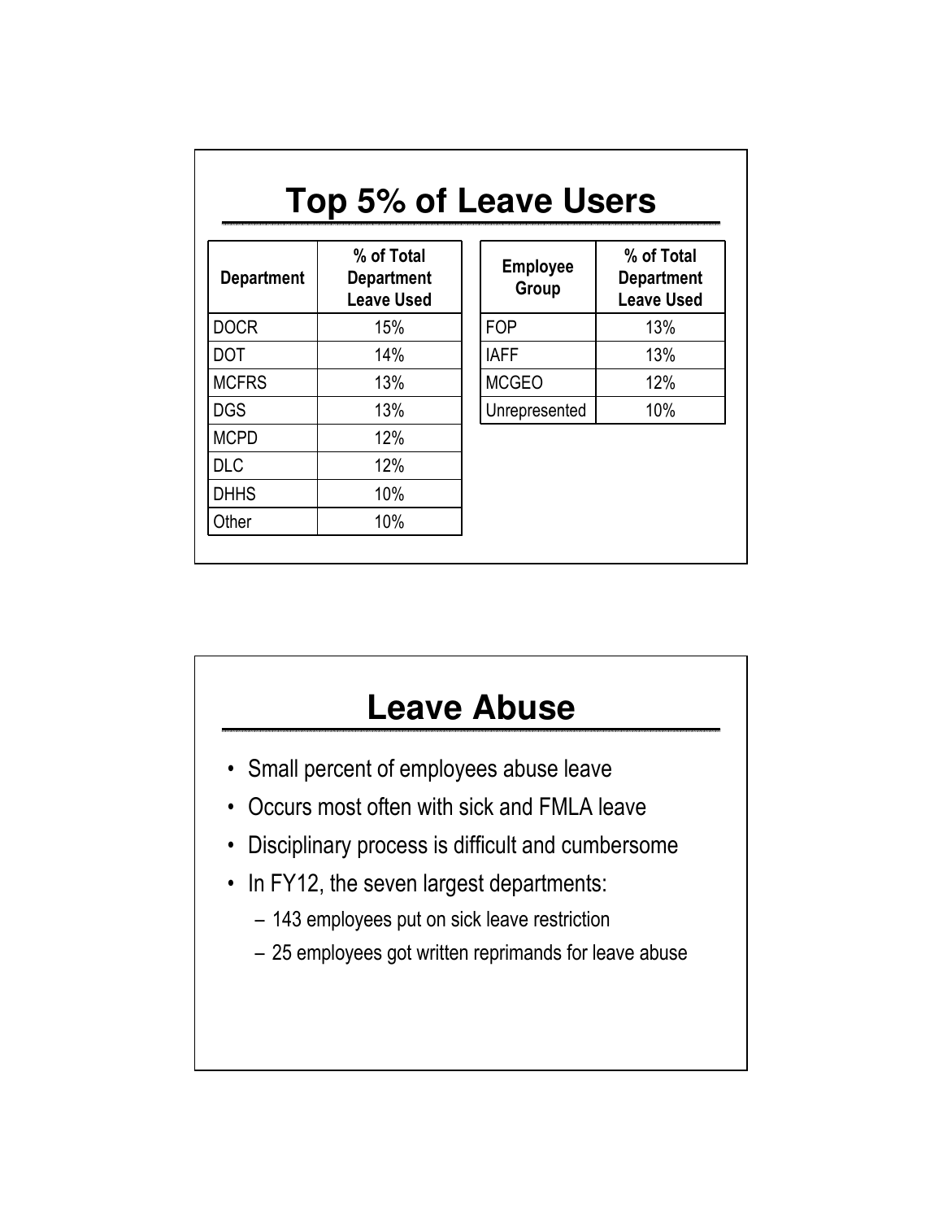# Top 5% of Leave Users

| Department | % of Total Department Leave Used |
|---|---|
| DOCR | 15% |
| DOT | 14% |
| MCFRS | 13% |
| DGS | 13% |
| MCPD | 12% |
| DLC | 12% |
| DHHS | 10% |
| Other | 10% |

| Employee Group | % of Total Department Leave Used |
|---|---|
| FOP | 13% |
| IAFF | 13% |
| MCGEO | 12% |
| Unrepresented | 10% |

# Leave Abuse

- Small percent of employees abuse leave
- Occurs most often with sick and FMLA leave
- Disciplinary process is difficult and cumbersome
- In FY12, the seven largest departments:
  - 143 employees put on sick leave restriction
  - 25 employees got written reprimands for leave abuse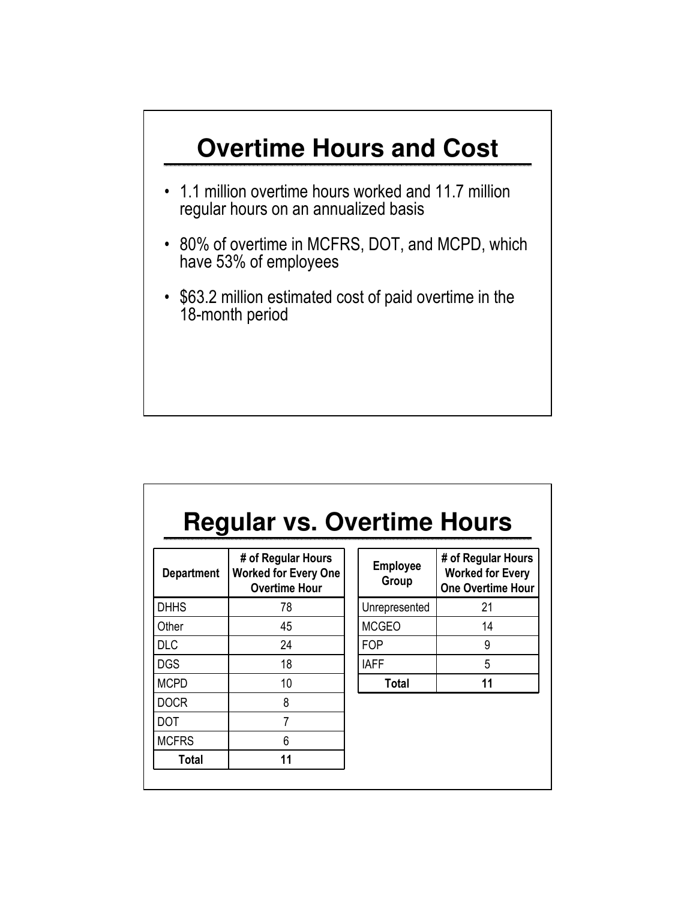# Overtime Hours and Cost

- 1.1 million overtime hours worked and 11.7 million regular hours on an annualized basis
- 80% of overtime in MCFRS, DOT, and MCPD, which have 53% of employees
- $63.2 million estimated cost of paid overtime in the 18-month period

# Regular vs. Overtime Hours

| Department | # of Regular Hours Worked for Every One Overtime Hour |
|---|---|
| DHHS | 78 |
| Other | 45 |
| DLC | 24 |
| DGS | 18 |
| MCPD | 10 |
| DOCR | 8 |
| DOT | 7 |
| MCFRS | 6 |
| **Total** | **11** |

| Employee Group | # of Regular Hours Worked for Every One Overtime Hour |
|---|---|
| Unrepresented | 21 |
| MCGEO | 14 |
| FOP | 9 |
| IAFF | 5 |
| **Total** | **11** |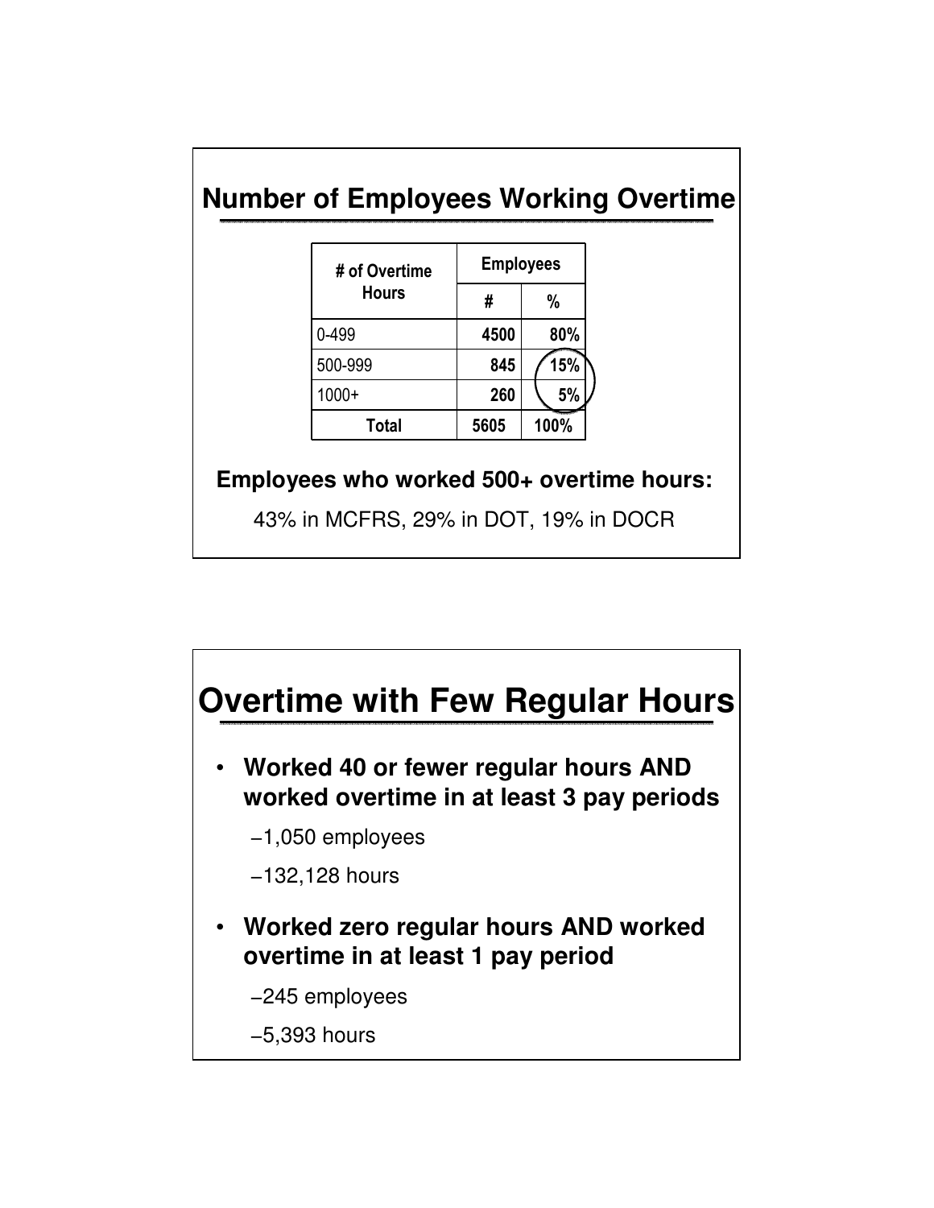## Number of Employees Working Overtime

| # of Overtime Hours | Employees | |
|---|---|---|
| | # | % |
| 0-499 | **4500** | **80%** |
| 500-999 | **845** | **15%** |
| 1000+ | **260** | **5%** |
| **Total** | **5605** | **100%** |

**Employees who worked 500+ overtime hours:**

43% in MCFRS, 29% in DOT, 19% in DOCR

## Overtime with Few Regular Hours

- **Worked 40 or fewer regular hours AND worked overtime in at least 3 pay periods**
  - 1,050 employees
  - 132,128 hours
- **Worked zero regular hours AND worked overtime in at least 1 pay period**
  - 245 employees
  - 5,393 hours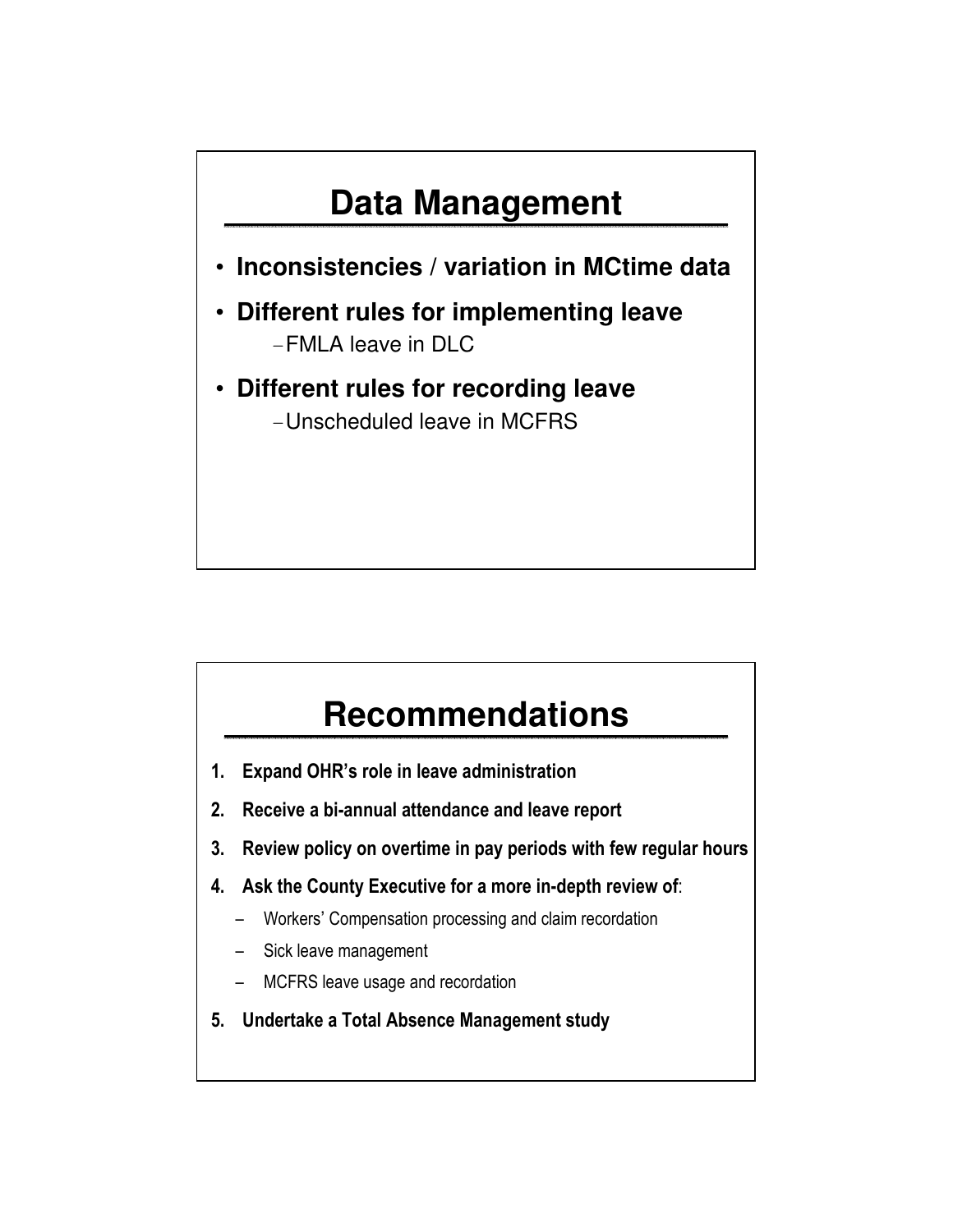## Data Management

- **Inconsistencies / variation in MCtime data**
- **Different rules for implementing leave**
  - FMLA leave in DLC
- **Different rules for recording leave**
  - Unscheduled leave in MCFRS

## Recommendations

1. **Expand OHR's role in leave administration**
2. **Receive a bi-annual attendance and leave report**
3. **Review policy on overtime in pay periods with few regular hours**
4. **Ask the County Executive for a more in-depth review of**:
   - Workers' Compensation processing and claim recordation
   - Sick leave management
   - MCFRS leave usage and recordation
5. **Undertake a Total Absence Management study**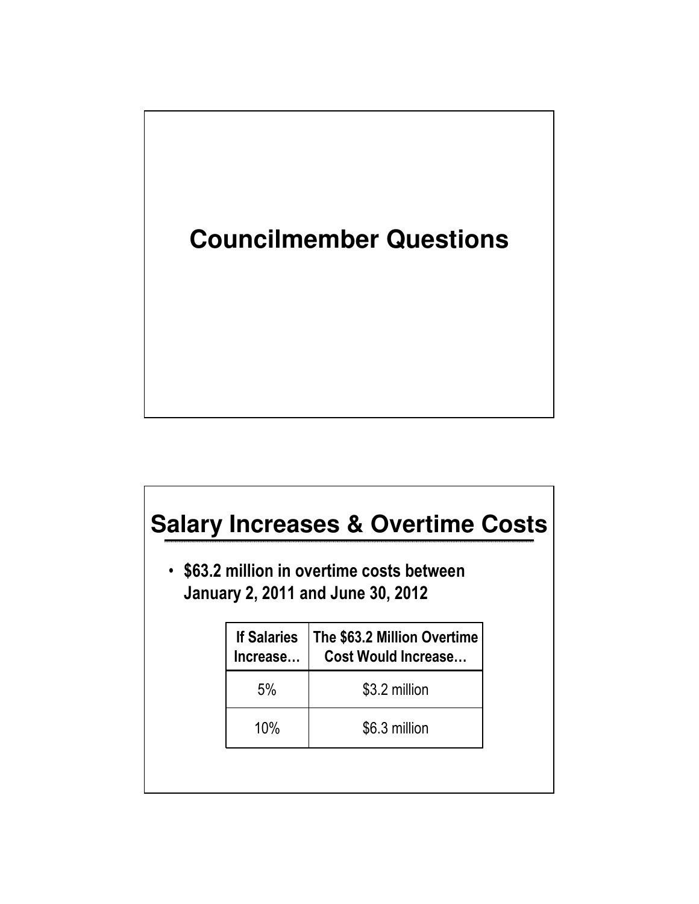# Councilmember Questions

# Salary Increases & Overtime Costs

- **$63.2 million in overtime costs between January 2, 2011 and June 30, 2012**

| If Salaries Increase… | The $63.2 Million Overtime Cost Would Increase… |
| --- | --- |
| 5% | $3.2 million |
| 10% | $6.3 million |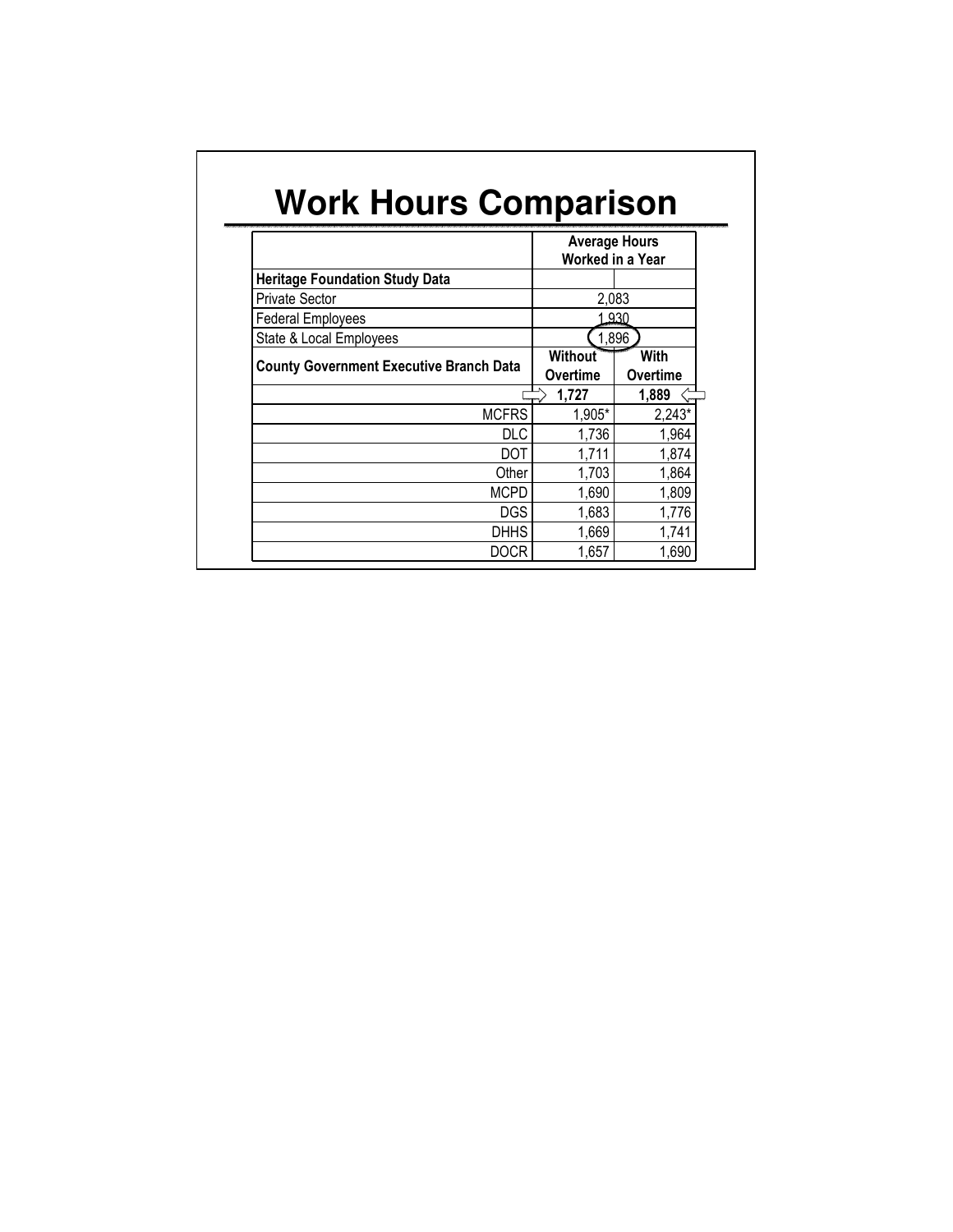# Work Hours Comparison

| | Average Hours Worked in a Year | |
|---|---|---|
| **Heritage Foundation Study Data** | | |
| Private Sector | 2,083 | |
| Federal Employees | 1,930 | |
| State & Local Employees | 1,896 | |
| **County Government Executive Branch Data** | **Without Overtime** | **With Overtime** |
| | **1,727** | **1,889** |
| MCFRS | 1,905* | 2,243* |
| DLC | 1,736 | 1,964 |
| DOT | 1,711 | 1,874 |
| Other | 1,703 | 1,864 |
| MCPD | 1,690 | 1,809 |
| DGS | 1,683 | 1,776 |
| DHHS | 1,669 | 1,741 |
| DOCR | 1,657 | 1,690 |